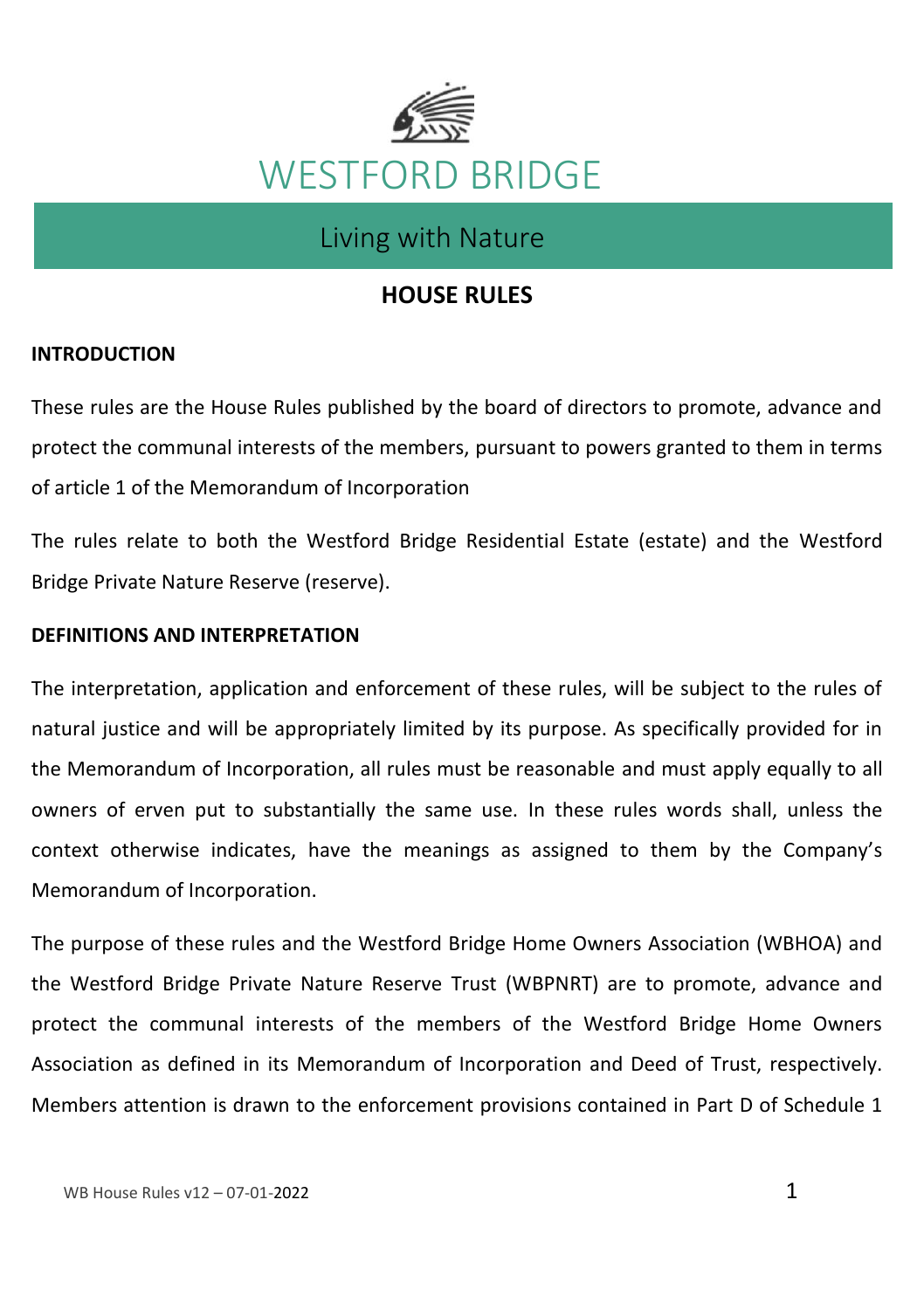# WESTFORD BRIDGE

Living with Nature

## HOUSE RULES

### INTRODUCTION

These rules are the House Rules published by the board of directors to promote, advance and protect the communal interests of the members, pursuant to powers granted to them in terms of article 1 of the Memorandum of Incorporation

The rules relate to both the Westford Bridge Residential Estate (estate) and the Westford Bridge Private Nature Reserve (reserve).

### DEFINITIONS AND INTERPRETATION

The interpretation, application and enforcement of these rules, will be subject to the rules of natural justice and will be appropriately limited by its purpose. As specifically provided for in the Memorandum of Incorporation, all rules must be reasonable and must apply equally to all owners of erven put to substantially the same use. In these rules words shall, unless the context otherwise indicates, have the meanings as assigned to them by the Company's Memorandum of Incorporation.

The purpose of these rules and the Westford Bridge Home Owners Association (WBHOA) and the Westford Bridge Private Nature Reserve Trust (WBPNRT) are to promote, advance and protect the communal interests of the members of the Westford Bridge Home Owners Association as defined in its Memorandum of Incorporation and Deed of Trust, respectively. Members attention is drawn to the enforcement provisions contained in Part D of Schedule 1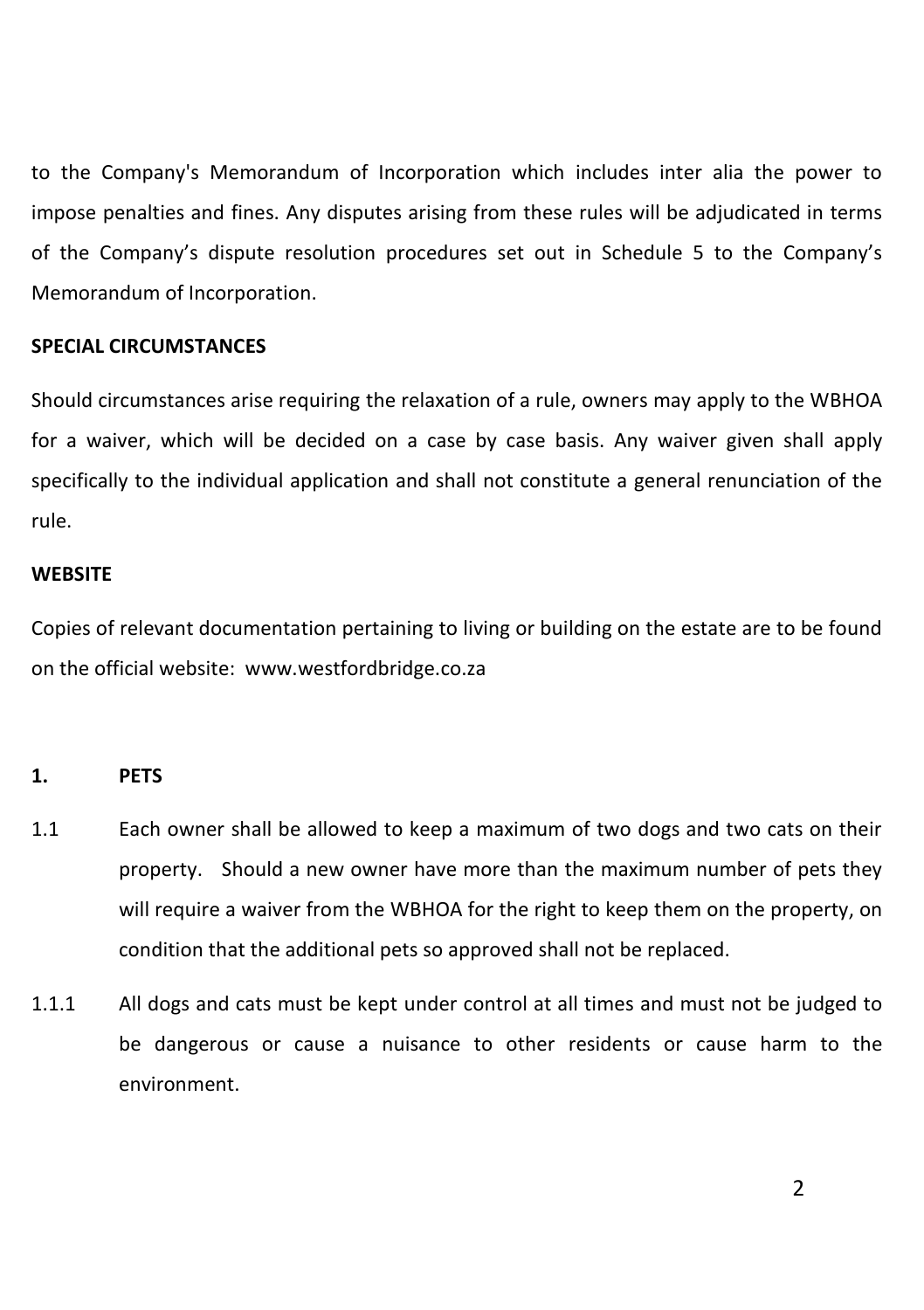to the Company's Memorandum of Incorporation which includes inter alia the power to impose penalties and fines. Any disputes arising from these rules will be adjudicated in terms of the Company's dispute resolution procedures set out in Schedule 5 to the Company's Memorandum of Incorporation.

**SPECIAL CIRCUMSTANCES**

Should circumstances arise requiring the relaxation of a rule, owners may apply to the WBHOA for a waiver, which will be decided on a case by case basis. Any waiver given shall apply specifically to the individual application and shall not constitute a general renunciation of the rule.

**WEBSITE**

Copies of relevant documentation pertaining to living or building on the estate are to be found on the official website: www.westfordbridge.co.za

## 1. PETS

1.1 Each owner shall be allowed to keep a maximum of two dogs and two cats on their property. Should a new owner have more than the maximum number of pets they will require a waiver from the WBHOA for the right to keep them on the property, on condition that the additional pets so approved shall not be replaced.

1.1.1 All dogs and cats must be kept under control at all times and must not be judged to be dangerous or cause a nuisance to other residents or cause harm to the environment.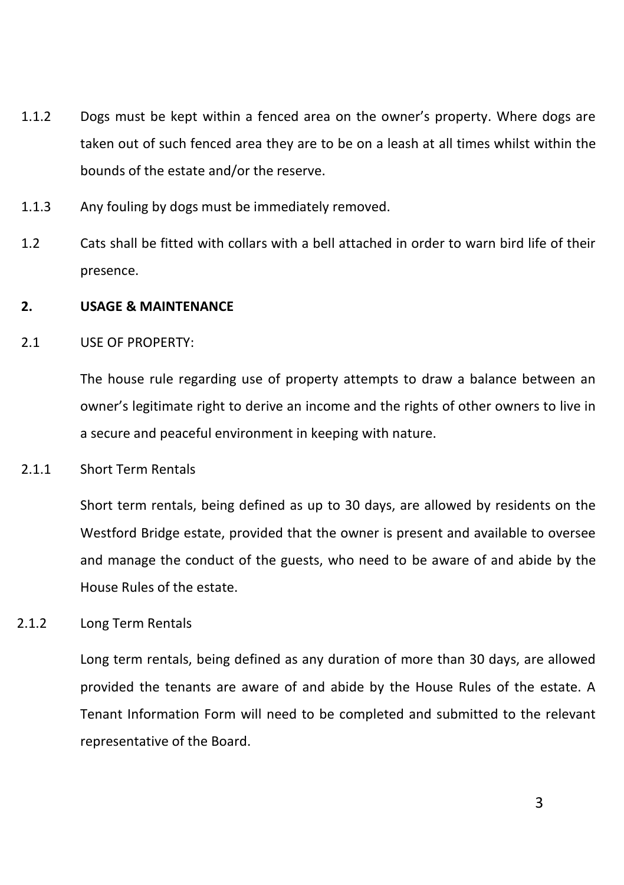1.1.2 Dogs must be kept within a fenced area on the owner's property. Where dogs are taken out of such fenced area they are to be on a leash at all times whilst within the bounds of the estate and/or the reserve.

1.1.3 Any fouling by dogs must be immediately removed.

1.2 Cats shall be fitted with collars with a bell attached in order to warn bird life of their presence.

**2. USAGE & MAINTENANCE**

2.1 USE OF PROPERTY:

The house rule regarding use of property attempts to draw a balance between an owner's legitimate right to derive an income and the rights of other owners to live in a secure and peaceful environment in keeping with nature.

2.1.1 Short Term Rentals

Short term rentals, being defined as up to 30 days, are allowed by residents on the Westford Bridge estate, provided that the owner is present and available to oversee and manage the conduct of the guests, who need to be aware of and abide by the House Rules of the estate.

2.1.2 Long Term Rentals

Long term rentals, being defined as any duration of more than 30 days, are allowed provided the tenants are aware of and abide by the House Rules of the estate. A Tenant Information Form will need to be completed and submitted to the relevant representative of the Board.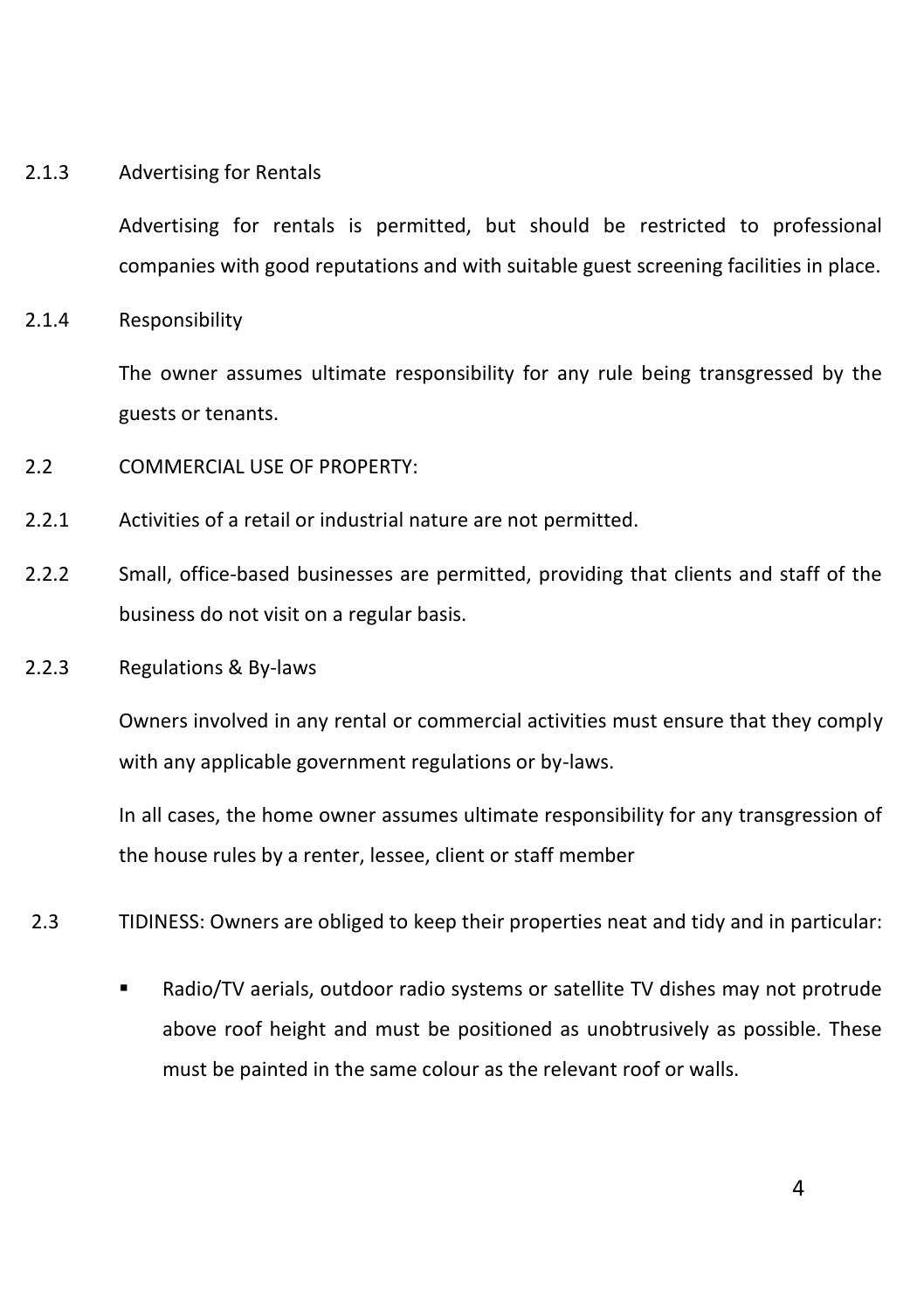2.1.3 Advertising for Rentals

Advertising for rentals is permitted, but should be restricted to professional companies with good reputations and with suitable guest screening facilities in place.

2.1.4 Responsibility

The owner assumes ultimate responsibility for any rule being transgressed by the guests or tenants.

2.2 COMMERCIAL USE OF PROPERTY:

2.2.1 Activities of a retail or industrial nature are not permitted.

2.2.2 Small, office-based businesses are permitted, providing that clients and staff of the business do not visit on a regular basis.

2.2.3 Regulations & By-laws

Owners involved in any rental or commercial activities must ensure that they comply with any applicable government regulations or by-laws.

In all cases, the home owner assumes ultimate responsibility for any transgression of the house rules by a renter, lessee, client or staff member

2.3 TIDINESS: Owners are obliged to keep their properties neat and tidy and in particular:

- Radio/TV aerials, outdoor radio systems or satellite TV dishes may not protrude above roof height and must be positioned as unobtrusively as possible. These must be painted in the same colour as the relevant roof or walls.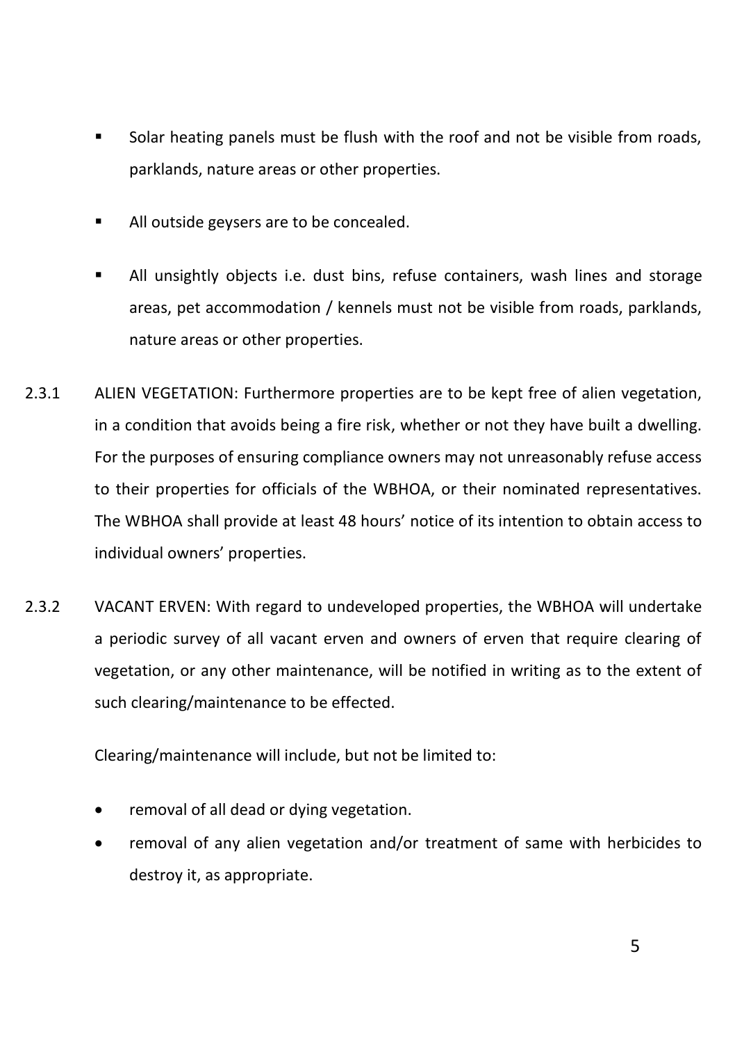- Solar heating panels must be flush with the roof and not be visible from roads, parklands, nature areas or other properties.

- All outside geysers are to be concealed.

- All unsightly objects i.e. dust bins, refuse containers, wash lines and storage areas, pet accommodation / kennels must not be visible from roads, parklands, nature areas or other properties.

2.3.1 ALIEN VEGETATION: Furthermore properties are to be kept free of alien vegetation, in a condition that avoids being a fire risk, whether or not they have built a dwelling. For the purposes of ensuring compliance owners may not unreasonably refuse access to their properties for officials of the WBHOA, or their nominated representatives. The WBHOA shall provide at least 48 hours' notice of its intention to obtain access to individual owners' properties.

2.3.2 VACANT ERVEN: With regard to undeveloped properties, the WBHOA will undertake a periodic survey of all vacant erven and owners of erven that require clearing of vegetation, or any other maintenance, will be notified in writing as to the extent of such clearing/maintenance to be effected.

Clearing/maintenance will include, but not be limited to:

- removal of all dead or dying vegetation.
- removal of any alien vegetation and/or treatment of same with herbicides to destroy it, as appropriate.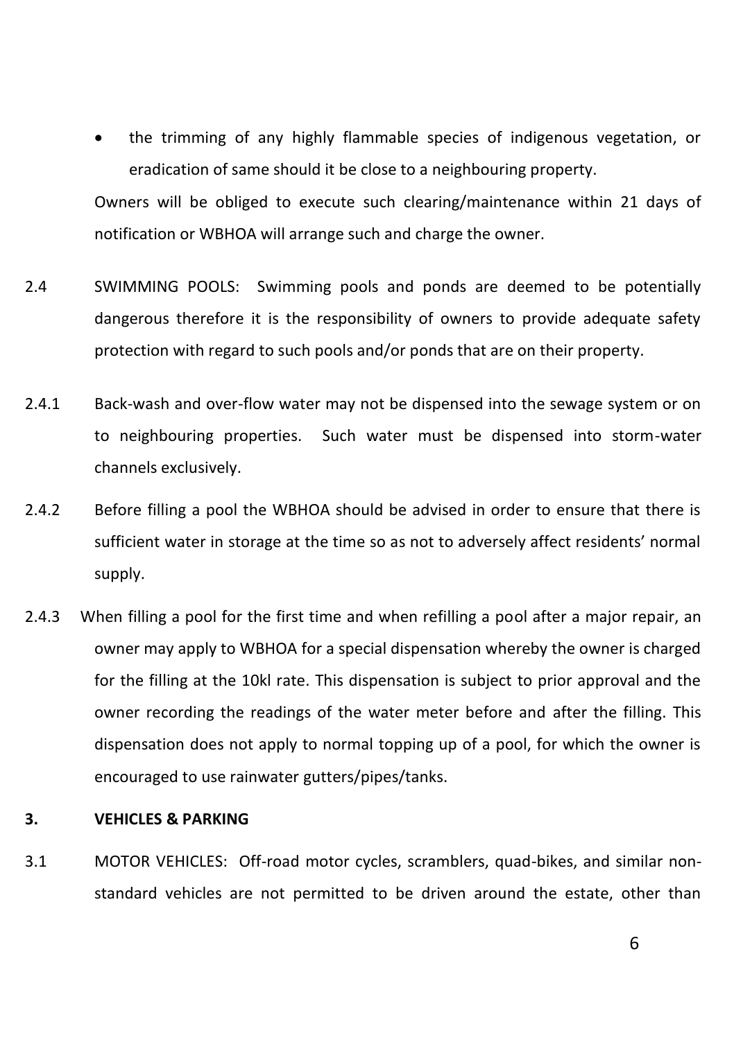- the trimming of any highly flammable species of indigenous vegetation, or eradication of same should it be close to a neighbouring property.

Owners will be obliged to execute such clearing/maintenance within 21 days of notification or WBHOA will arrange such and charge the owner.

2.4 SWIMMING POOLS: Swimming pools and ponds are deemed to be potentially dangerous therefore it is the responsibility of owners to provide adequate safety protection with regard to such pools and/or ponds that are on their property.

2.4.1 Back-wash and over-flow water may not be dispensed into the sewage system or on to neighbouring properties. Such water must be dispensed into storm-water channels exclusively.

2.4.2 Before filling a pool the WBHOA should be advised in order to ensure that there is sufficient water in storage at the time so as not to adversely affect residents' normal supply.

2.4.3 When filling a pool for the first time and when refilling a pool after a major repair, an owner may apply to WBHOA for a special dispensation whereby the owner is charged for the filling at the 10kl rate. This dispensation is subject to prior approval and the owner recording the readings of the water meter before and after the filling. This dispensation does not apply to normal topping up of a pool, for which the owner is encouraged to use rainwater gutters/pipes/tanks.

## 3. VEHICLES & PARKING

3.1 MOTOR VEHICLES: Off-road motor cycles, scramblers, quad-bikes, and similar non-standard vehicles are not permitted to be driven around the estate, other than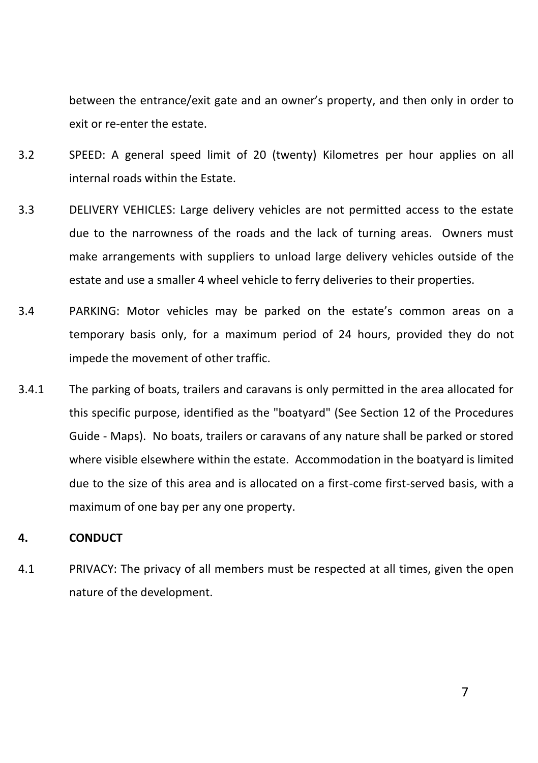between the entrance/exit gate and an owner's property, and then only in order to exit or re-enter the estate.

3.2 SPEED: A general speed limit of 20 (twenty) Kilometres per hour applies on all internal roads within the Estate.

3.3 DELIVERY VEHICLES: Large delivery vehicles are not permitted access to the estate due to the narrowness of the roads and the lack of turning areas. Owners must make arrangements with suppliers to unload large delivery vehicles outside of the estate and use a smaller 4 wheel vehicle to ferry deliveries to their properties.

3.4 PARKING: Motor vehicles may be parked on the estate's common areas on a temporary basis only, for a maximum period of 24 hours, provided they do not impede the movement of other traffic.

3.4.1 The parking of boats, trailers and caravans is only permitted in the area allocated for this specific purpose, identified as the "boatyard" (See Section 12 of the Procedures Guide - Maps). No boats, trailers or caravans of any nature shall be parked or stored where visible elsewhere within the estate. Accommodation in the boatyard is limited due to the size of this area and is allocated on a first-come first-served basis, with a maximum of one bay per any one property.

## 4. CONDUCT

4.1 PRIVACY: The privacy of all members must be respected at all times, given the open nature of the development.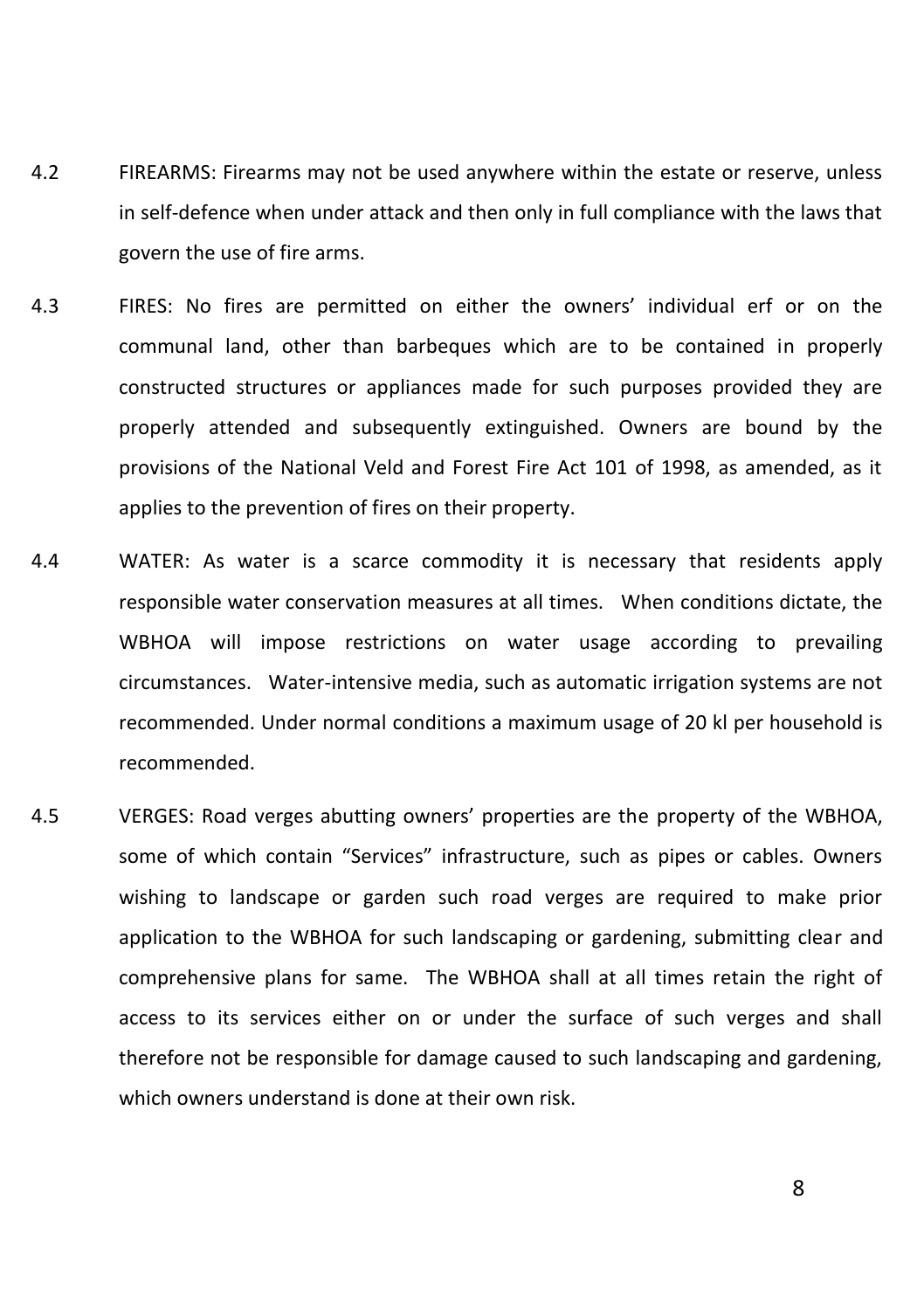4.2 FIREARMS: Firearms may not be used anywhere within the estate or reserve, unless in self-defence when under attack and then only in full compliance with the laws that govern the use of fire arms.

4.3 FIRES: No fires are permitted on either the owners' individual erf or on the communal land, other than barbeques which are to be contained in properly constructed structures or appliances made for such purposes provided they are properly attended and subsequently extinguished. Owners are bound by the provisions of the National Veld and Forest Fire Act 101 of 1998, as amended, as it applies to the prevention of fires on their property.

4.4 WATER: As water is a scarce commodity it is necessary that residents apply responsible water conservation measures at all times. When conditions dictate, the WBHOA will impose restrictions on water usage according to prevailing circumstances. Water-intensive media, such as automatic irrigation systems are not recommended. Under normal conditions a maximum usage of 20 kl per household is recommended.

4.5 VERGES: Road verges abutting owners' properties are the property of the WBHOA, some of which contain "Services" infrastructure, such as pipes or cables. Owners wishing to landscape or garden such road verges are required to make prior application to the WBHOA for such landscaping or gardening, submitting clear and comprehensive plans for same. The WBHOA shall at all times retain the right of access to its services either on or under the surface of such verges and shall therefore not be responsible for damage caused to such landscaping and gardening, which owners understand is done at their own risk.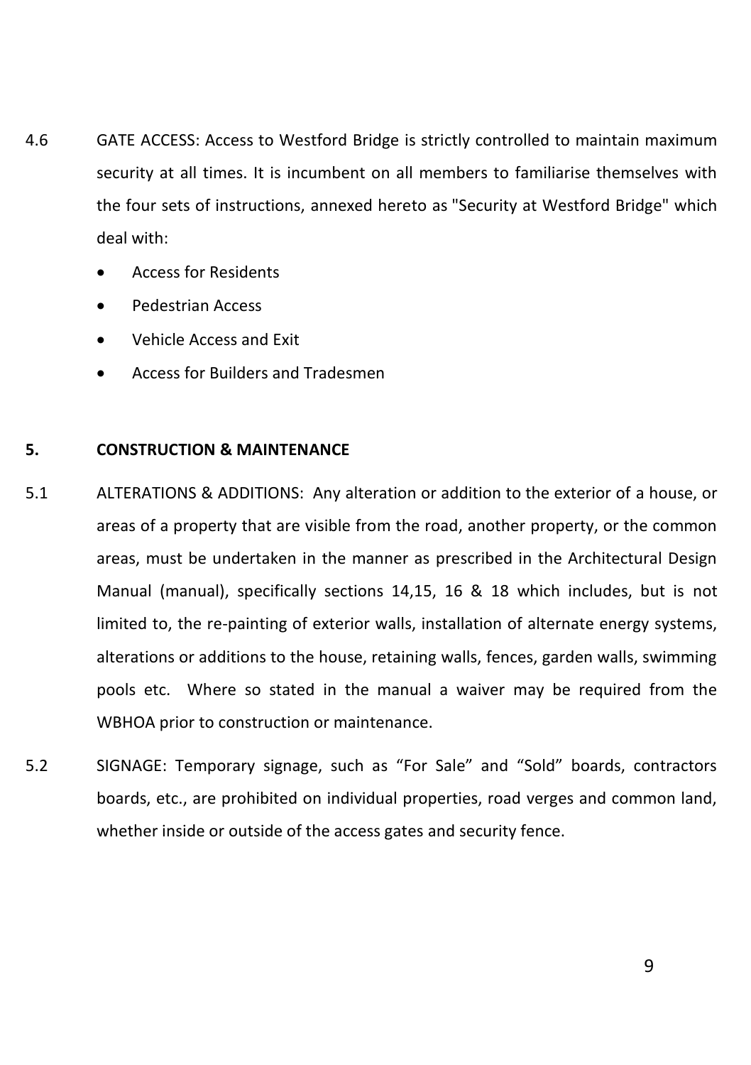4.6 GATE ACCESS: Access to Westford Bridge is strictly controlled to maintain maximum security at all times. It is incumbent on all members to familiarise themselves with the four sets of instructions, annexed hereto as "Security at Westford Bridge" which deal with:

- Access for Residents
- Pedestrian Access
- Vehicle Access and Exit
- Access for Builders and Tradesmen

## 5. CONSTRUCTION & MAINTENANCE

5.1 ALTERATIONS & ADDITIONS: Any alteration or addition to the exterior of a house, or areas of a property that are visible from the road, another property, or the common areas, must be undertaken in the manner as prescribed in the Architectural Design Manual (manual), specifically sections 14,15, 16 & 18 which includes, but is not limited to, the re-painting of exterior walls, installation of alternate energy systems, alterations or additions to the house, retaining walls, fences, garden walls, swimming pools etc. Where so stated in the manual a waiver may be required from the WBHOA prior to construction or maintenance.

5.2 SIGNAGE: Temporary signage, such as "For Sale" and "Sold" boards, contractors boards, etc., are prohibited on individual properties, road verges and common land, whether inside or outside of the access gates and security fence.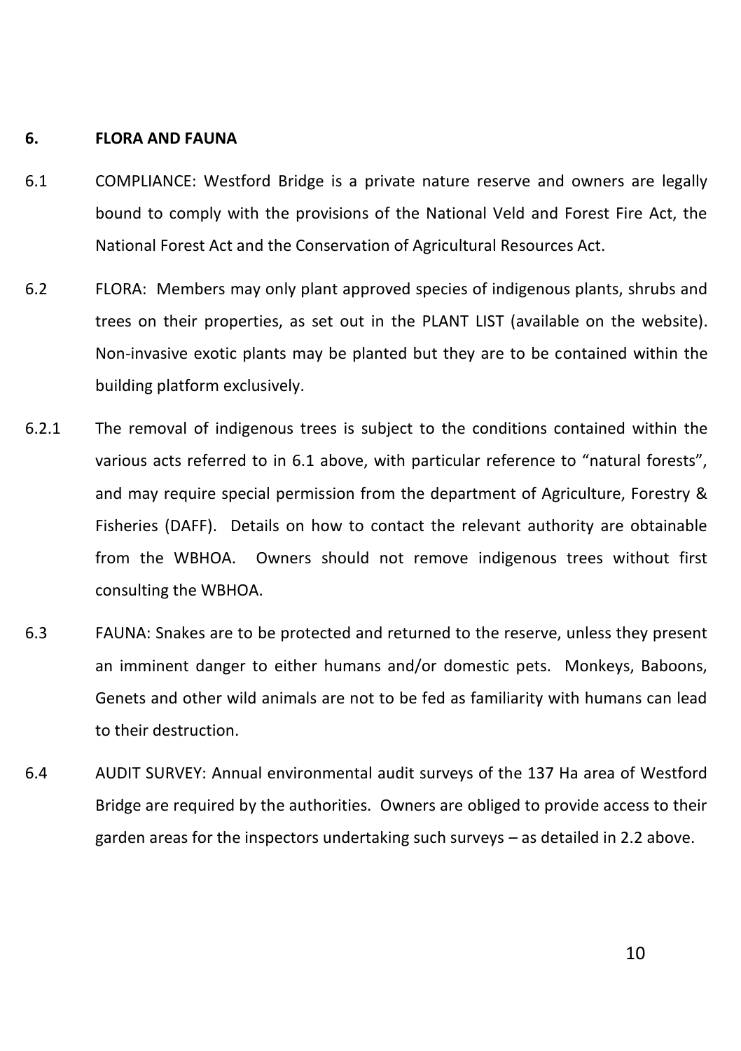## 6. FLORA AND FAUNA

6.1 COMPLIANCE: Westford Bridge is a private nature reserve and owners are legally bound to comply with the provisions of the National Veld and Forest Fire Act, the National Forest Act and the Conservation of Agricultural Resources Act.

6.2 FLORA: Members may only plant approved species of indigenous plants, shrubs and trees on their properties, as set out in the PLANT LIST (available on the website). Non-invasive exotic plants may be planted but they are to be contained within the building platform exclusively.

6.2.1 The removal of indigenous trees is subject to the conditions contained within the various acts referred to in 6.1 above, with particular reference to "natural forests", and may require special permission from the department of Agriculture, Forestry & Fisheries (DAFF). Details on how to contact the relevant authority are obtainable from the WBHOA. Owners should not remove indigenous trees without first consulting the WBHOA.

6.3 FAUNA: Snakes are to be protected and returned to the reserve, unless they present an imminent danger to either humans and/or domestic pets. Monkeys, Baboons, Genets and other wild animals are not to be fed as familiarity with humans can lead to their destruction.

6.4 AUDIT SURVEY: Annual environmental audit surveys of the 137 Ha area of Westford Bridge are required by the authorities. Owners are obliged to provide access to their garden areas for the inspectors undertaking such surveys – as detailed in 2.2 above.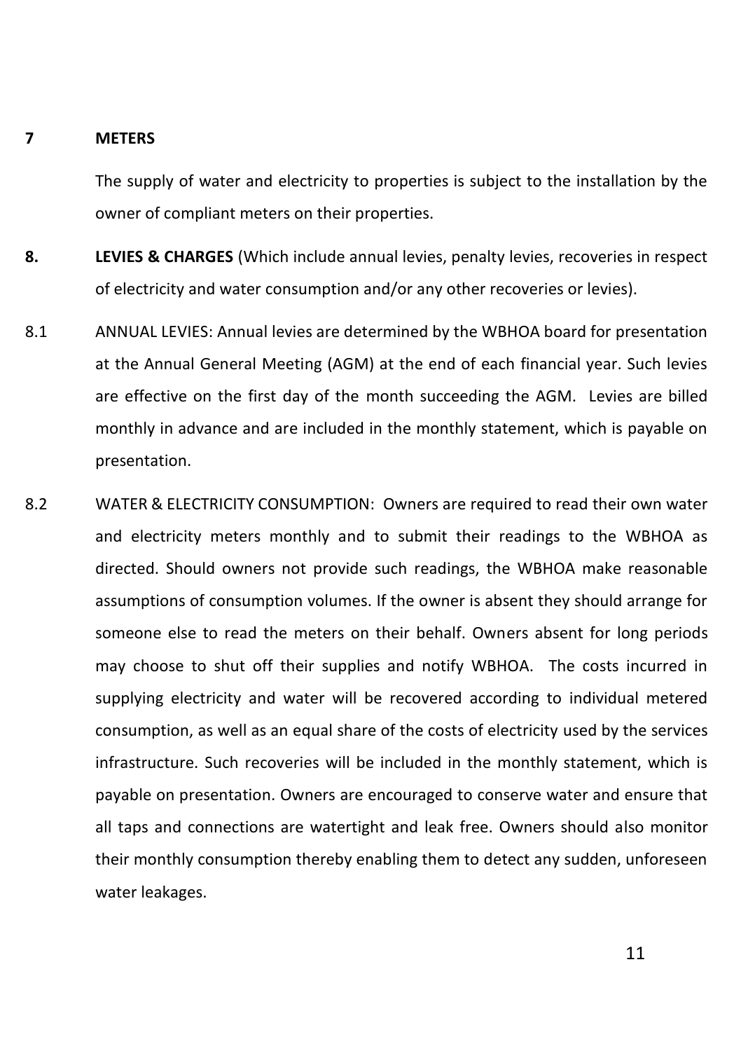## 7 METERS

The supply of water and electricity to properties is subject to the installation by the owner of compliant meters on their properties.

## 8. LEVIES & CHARGES (Which include annual levies, penalty levies, recoveries in respect of electricity and water consumption and/or any other recoveries or levies).

8.1 ANNUAL LEVIES: Annual levies are determined by the WBHOA board for presentation at the Annual General Meeting (AGM) at the end of each financial year. Such levies are effective on the first day of the month succeeding the AGM. Levies are billed monthly in advance and are included in the monthly statement, which is payable on presentation.

8.2 WATER & ELECTRICITY CONSUMPTION: Owners are required to read their own water and electricity meters monthly and to submit their readings to the WBHOA as directed. Should owners not provide such readings, the WBHOA make reasonable assumptions of consumption volumes. If the owner is absent they should arrange for someone else to read the meters on their behalf. Owners absent for long periods may choose to shut off their supplies and notify WBHOA. The costs incurred in supplying electricity and water will be recovered according to individual metered consumption, as well as an equal share of the costs of electricity used by the services infrastructure. Such recoveries will be included in the monthly statement, which is payable on presentation. Owners are encouraged to conserve water and ensure that all taps and connections are watertight and leak free. Owners should also monitor their monthly consumption thereby enabling them to detect any sudden, unforeseen water leakages.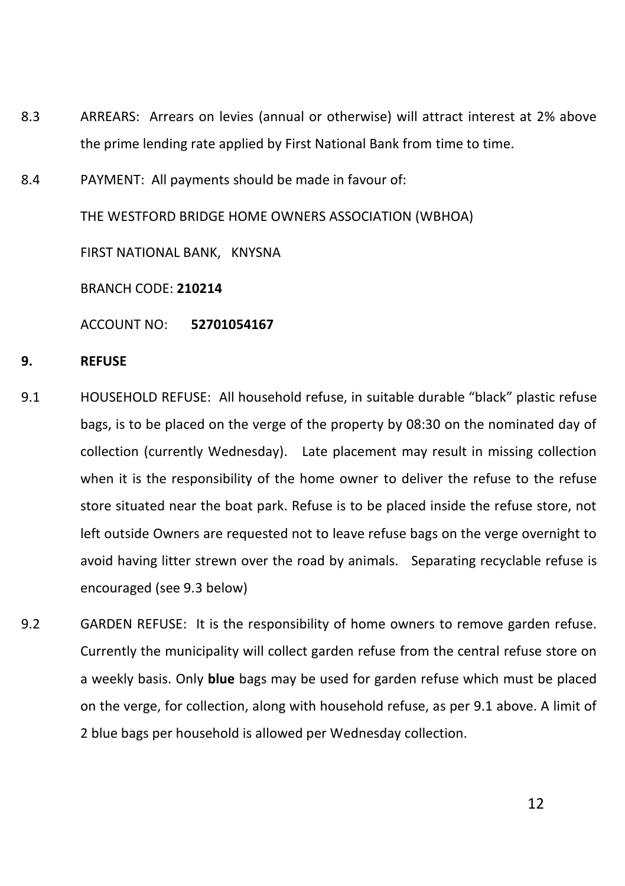8.3 ARREARS: Arrears on levies (annual or otherwise) will attract interest at 2% above the prime lending rate applied by First National Bank from time to time.

8.4 PAYMENT: All payments should be made in favour of:

THE WESTFORD BRIDGE HOME OWNERS ASSOCIATION (WBHOA)

FIRST NATIONAL BANK, KNYSNA

BRANCH CODE: **210214**

ACCOUNT NO: **52701054167**

**9. REFUSE**

9.1 HOUSEHOLD REFUSE: All household refuse, in suitable durable "black" plastic refuse bags, is to be placed on the verge of the property by 08:30 on the nominated day of collection (currently Wednesday). Late placement may result in missing collection when it is the responsibility of the home owner to deliver the refuse to the refuse store situated near the boat park. Refuse is to be placed inside the refuse store, not left outside Owners are requested not to leave refuse bags on the verge overnight to avoid having litter strewn over the road by animals. Separating recyclable refuse is encouraged (see 9.3 below)

9.2 GARDEN REFUSE: It is the responsibility of home owners to remove garden refuse. Currently the municipality will collect garden refuse from the central refuse store on a weekly basis. Only **blue** bags may be used for garden refuse which must be placed on the verge, for collection, along with household refuse, as per 9.1 above. A limit of 2 blue bags per household is allowed per Wednesday collection.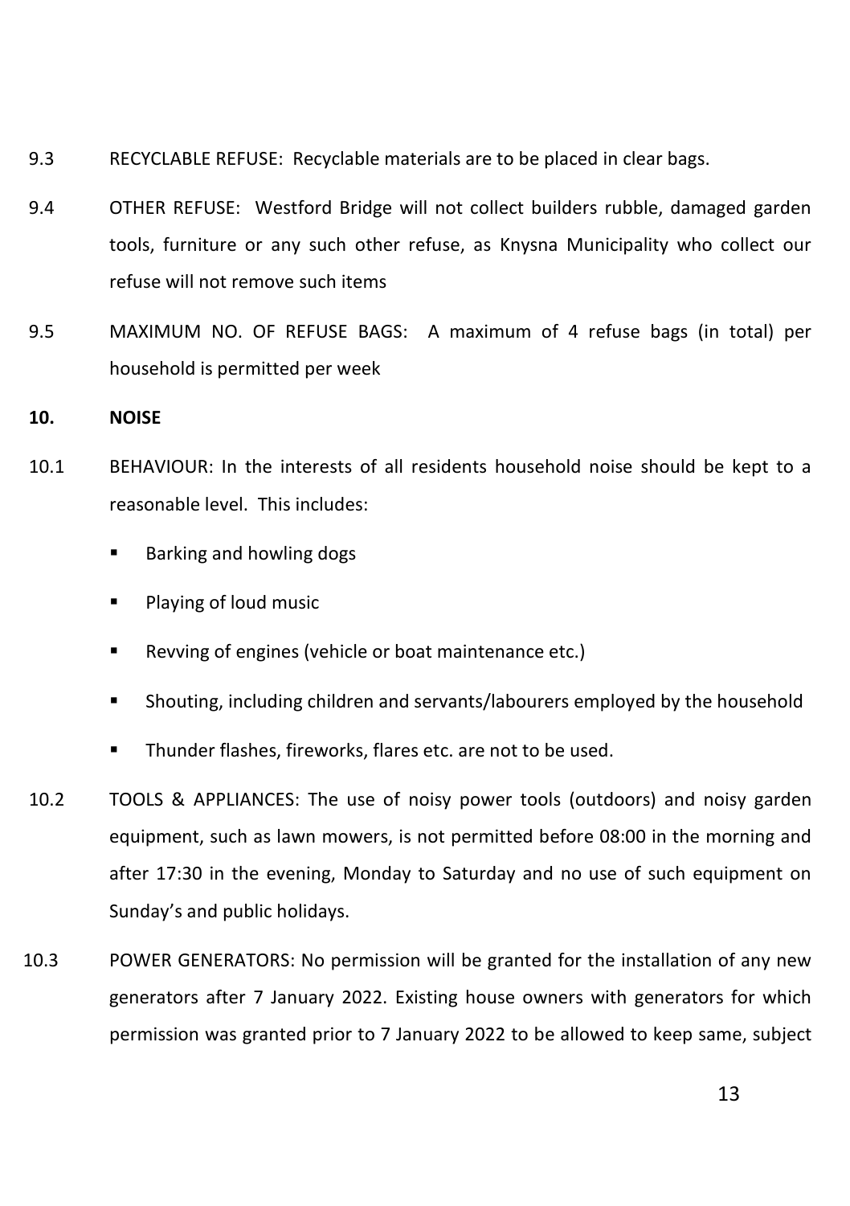9.3 RECYCLABLE REFUSE: Recyclable materials are to be placed in clear bags.

9.4 OTHER REFUSE: Westford Bridge will not collect builders rubble, damaged garden tools, furniture or any such other refuse, as Knysna Municipality who collect our refuse will not remove such items

9.5 MAXIMUM NO. OF REFUSE BAGS: A maximum of 4 refuse bags (in total) per household is permitted per week

**10. NOISE**

10.1 BEHAVIOUR: In the interests of all residents household noise should be kept to a reasonable level. This includes:

- Barking and howling dogs
- Playing of loud music
- Revving of engines (vehicle or boat maintenance etc.)
- Shouting, including children and servants/labourers employed by the household
- Thunder flashes, fireworks, flares etc. are not to be used.

10.2 TOOLS & APPLIANCES: The use of noisy power tools (outdoors) and noisy garden equipment, such as lawn mowers, is not permitted before 08:00 in the morning and after 17:30 in the evening, Monday to Saturday and no use of such equipment on Sunday's and public holidays.

10.3 POWER GENERATORS: No permission will be granted for the installation of any new generators after 7 January 2022. Existing house owners with generators for which permission was granted prior to 7 January 2022 to be allowed to keep same, subject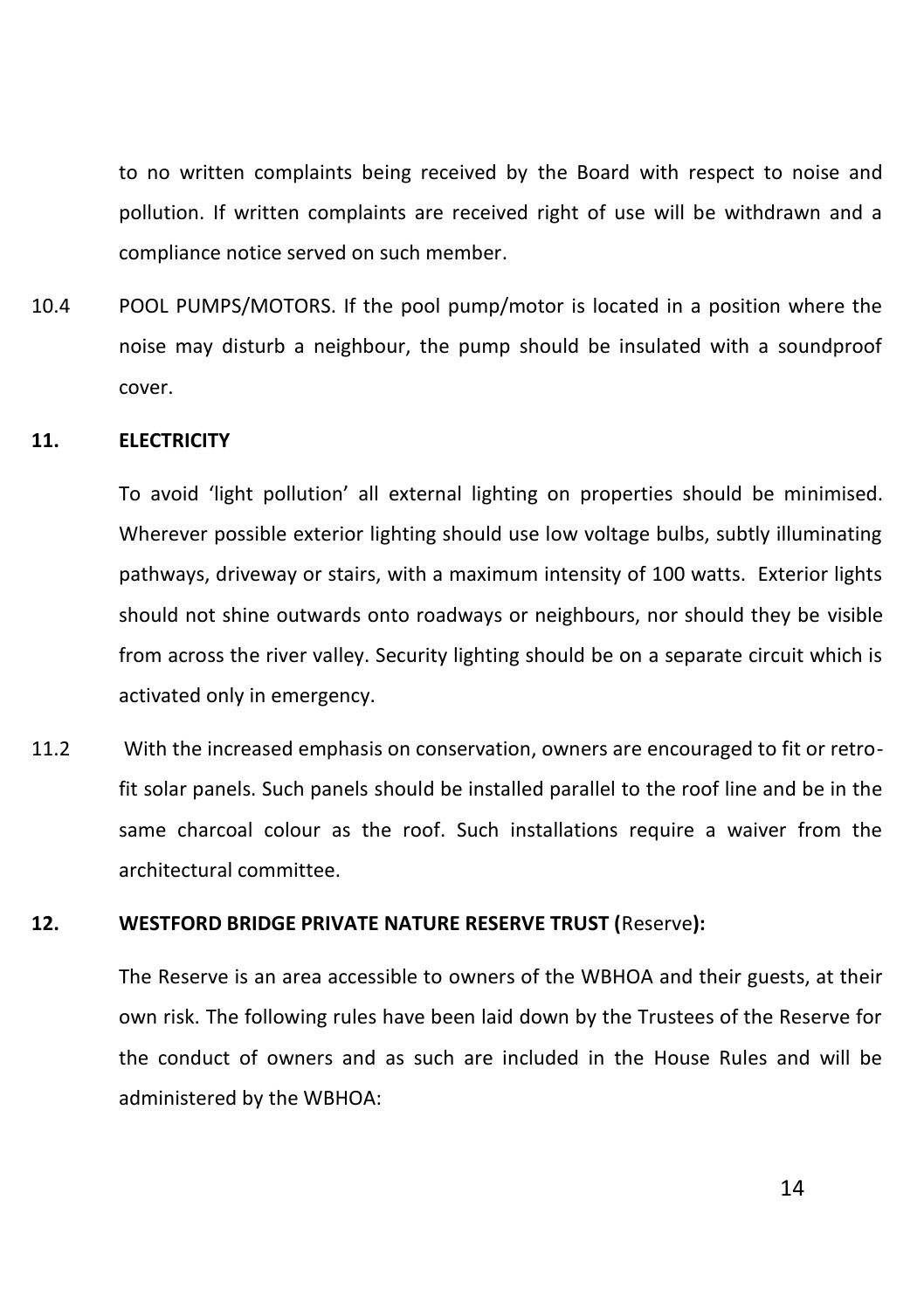to no written complaints being received by the Board with respect to noise and pollution. If written complaints are received right of use will be withdrawn and a compliance notice served on such member.

10.4 POOL PUMPS/MOTORS. If the pool pump/motor is located in a position where the noise may disturb a neighbour, the pump should be insulated with a soundproof cover.

**11. ELECTRICITY**

To avoid 'light pollution' all external lighting on properties should be minimised. Wherever possible exterior lighting should use low voltage bulbs, subtly illuminating pathways, driveway or stairs, with a maximum intensity of 100 watts. Exterior lights should not shine outwards onto roadways or neighbours, nor should they be visible from across the river valley. Security lighting should be on a separate circuit which is activated only in emergency.

11.2 With the increased emphasis on conservation, owners are encouraged to fit or retro-fit solar panels. Such panels should be installed parallel to the roof line and be in the same charcoal colour as the roof. Such installations require a waiver from the architectural committee.

**12. WESTFORD BRIDGE PRIVATE NATURE RESERVE TRUST (**Reserve**):**

The Reserve is an area accessible to owners of the WBHOA and their guests, at their own risk. The following rules have been laid down by the Trustees of the Reserve for the conduct of owners and as such are included in the House Rules and will be administered by the WBHOA: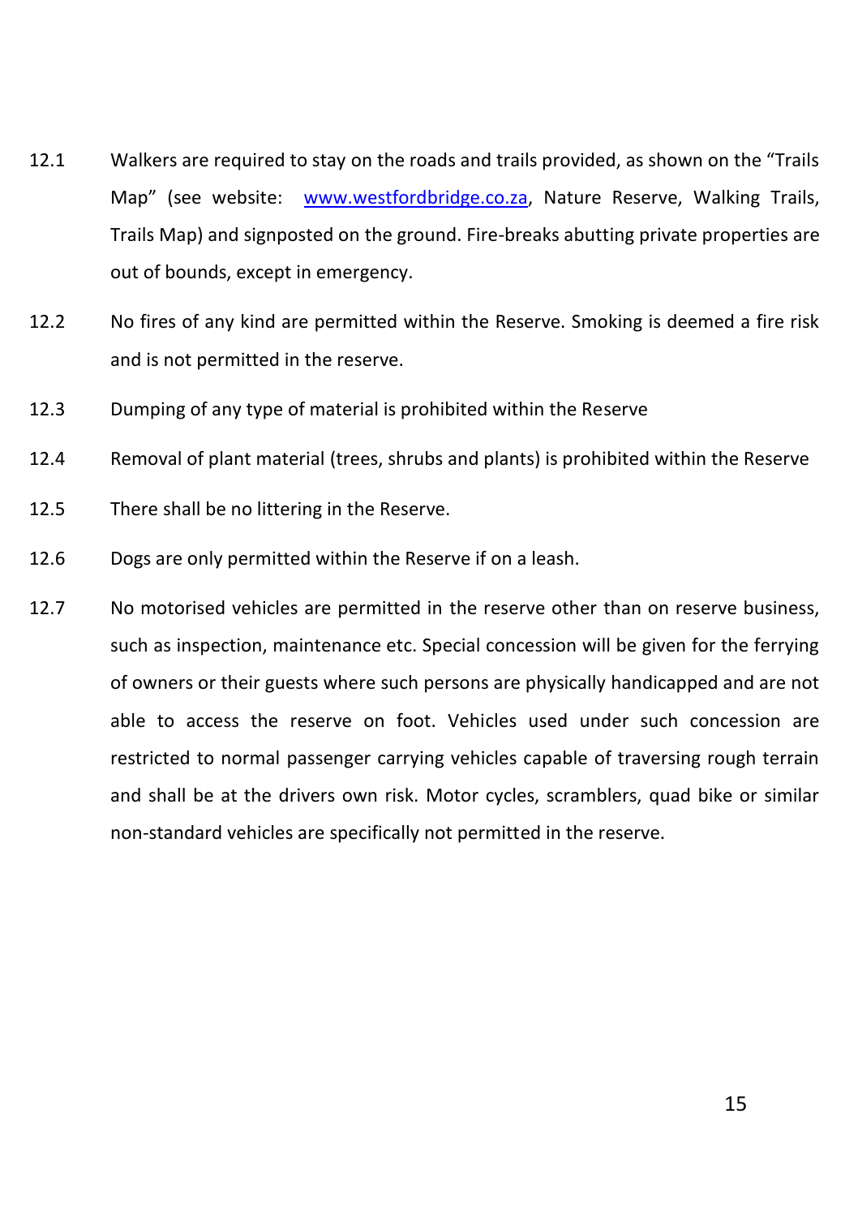12.1 Walkers are required to stay on the roads and trails provided, as shown on the "Trails Map" (see website: [www.westfordbridge.co.za](http://www.westfordbridge.co.za), Nature Reserve, Walking Trails, Trails Map) and signposted on the ground. Fire-breaks abutting private properties are out of bounds, except in emergency.

12.2 No fires of any kind are permitted within the Reserve. Smoking is deemed a fire risk and is not permitted in the reserve.

12.3 Dumping of any type of material is prohibited within the Reserve

12.4 Removal of plant material (trees, shrubs and plants) is prohibited within the Reserve

12.5 There shall be no littering in the Reserve.

12.6 Dogs are only permitted within the Reserve if on a leash.

12.7 No motorised vehicles are permitted in the reserve other than on reserve business, such as inspection, maintenance etc. Special concession will be given for the ferrying of owners or their guests where such persons are physically handicapped and are not able to access the reserve on foot. Vehicles used under such concession are restricted to normal passenger carrying vehicles capable of traversing rough terrain and shall be at the drivers own risk. Motor cycles, scramblers, quad bike or similar non-standard vehicles are specifically not permitted in the reserve.